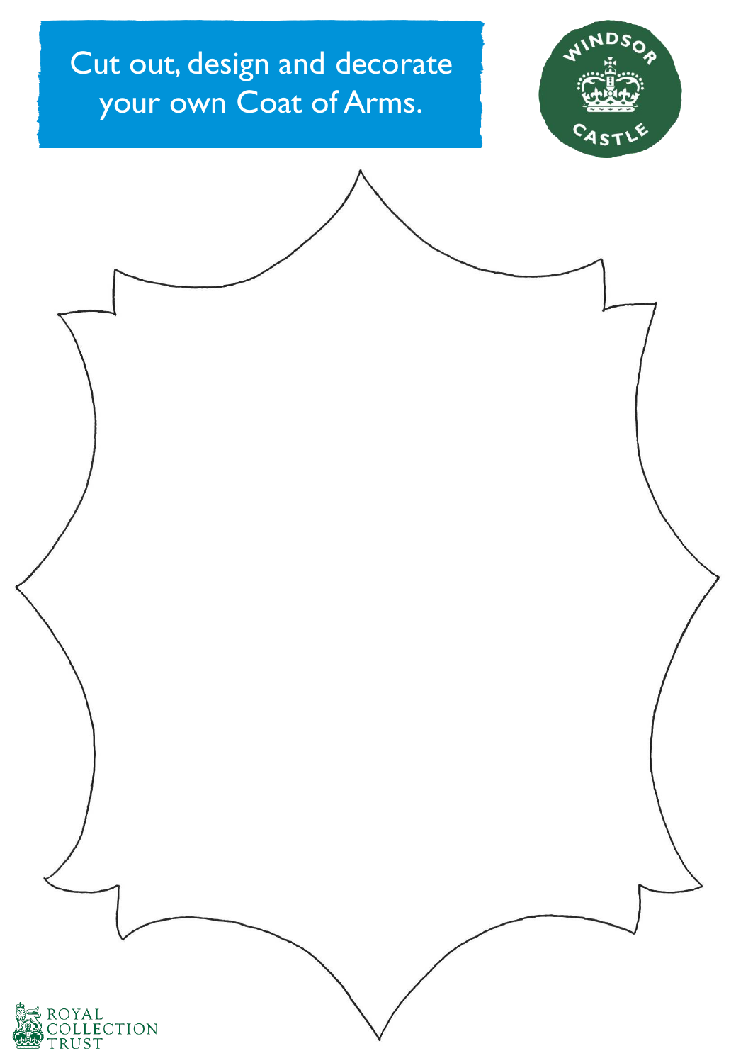Cut out, design and decorate your own Coat of Arms.

WINDSOR CASTLE

ROYAL COLLECTION TRUST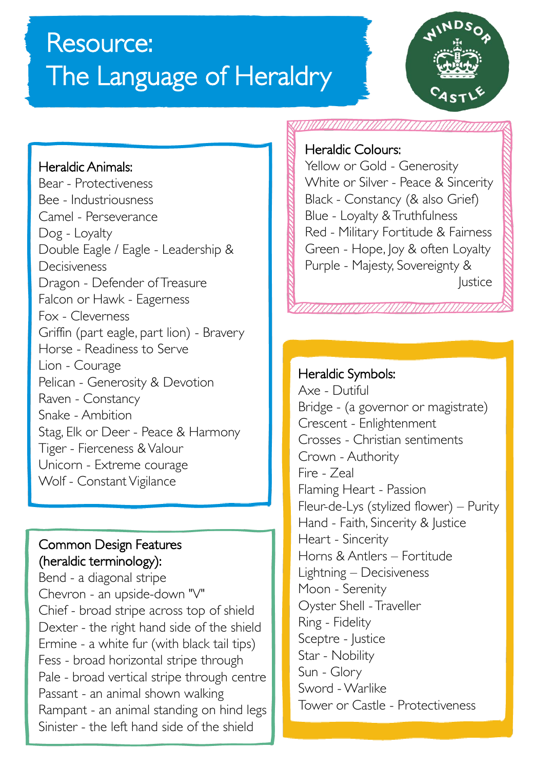# Resource: The Language of Heraldry

WINDSOR CASTLE

## Heraldic Animals:

Bear - Protectiveness
Bee - Industriousness
Camel - Perseverance
Dog - Loyalty
Double Eagle / Eagle - Leadership & Decisiveness
Dragon - Defender of Treasure
Falcon or Hawk - Eagerness
Fox - Cleverness
Griffin (part eagle, part lion) - Bravery
Horse - Readiness to Serve
Lion - Courage
Pelican - Generosity & Devotion
Raven - Constancy
Snake - Ambition
Stag, Elk or Deer - Peace & Harmony
Tiger - Fierceness & Valour
Unicorn - Extreme courage
Wolf - Constant Vigilance

## Common Design Features (heraldic terminology):

Bend - a diagonal stripe
Chevron - an upside-down "V"
Chief - broad stripe across top of shield
Dexter - the right hand side of the shield
Ermine - a white fur (with black tail tips)
Fess - broad horizontal stripe through
Pale - broad vertical stripe through centre
Passant - an animal shown walking
Rampant - an animal standing on hind legs
Sinister - the left hand side of the shield

## Heraldic Colours:

Yellow or Gold - Generosity
White or Silver - Peace & Sincerity
Black - Constancy (& also Grief)
Blue - Loyalty & Truthfulness
Red - Military Fortitude & Fairness
Green - Hope, Joy & often Loyalty
Purple - Majesty, Sovereignty & Justice

## Heraldic Symbols:

Axe - Dutiful
Bridge - (a governor or magistrate)
Crescent - Enlightenment
Crosses - Christian sentiments
Crown - Authority
Fire - Zeal
Flaming Heart - Passion
Fleur-de-Lys (stylized flower) – Purity
Hand - Faith, Sincerity & Justice
Heart - Sincerity
Horns & Antlers – Fortitude
Lightning – Decisiveness
Moon - Serenity
Oyster Shell - Traveller
Ring - Fidelity
Sceptre - Justice
Star - Nobility
Sun - Glory
Sword - Warlike
Tower or Castle - Protectiveness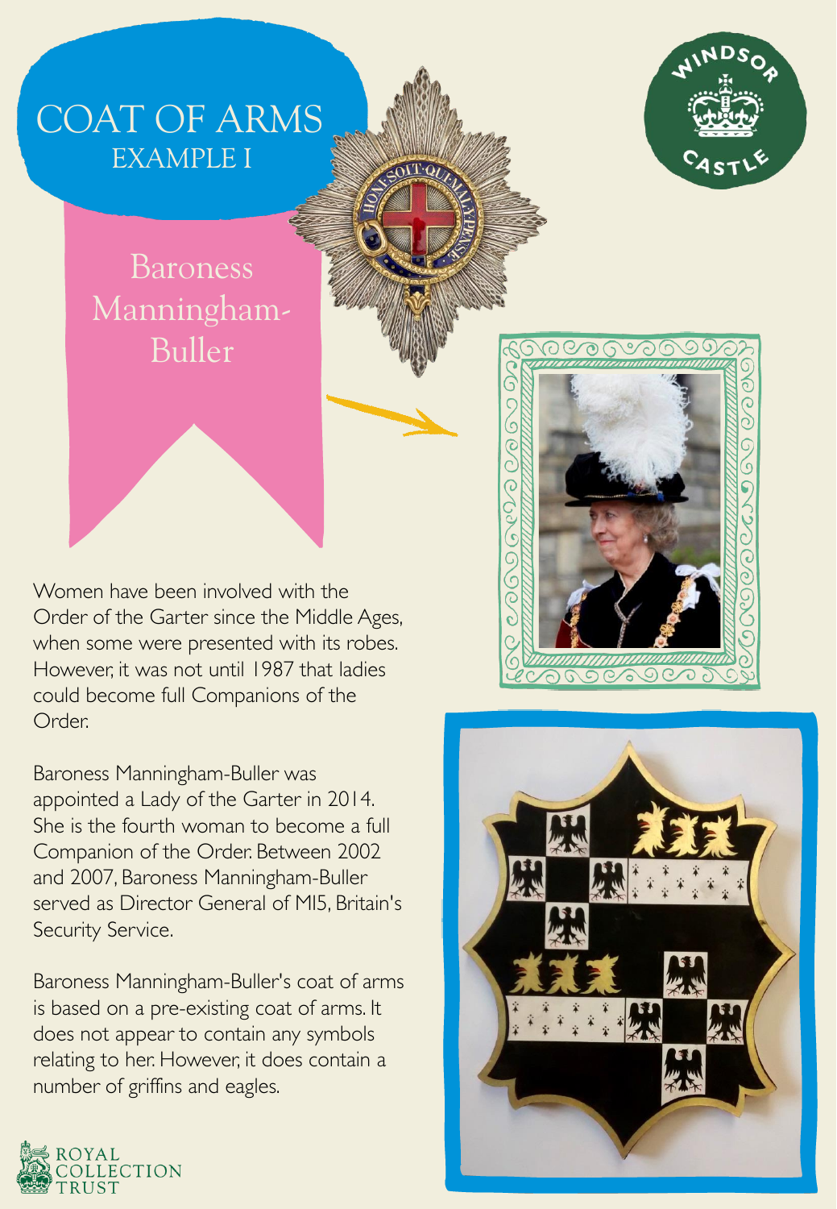# COAT OF ARMS

## EXAMPLE I

### Baroness Manningham-Buller

Women have been involved with the Order of the Garter since the Middle Ages, when some were presented with its robes. However, it was not until 1987 that ladies could become full Companions of the Order.

Baroness Manningham-Buller was appointed a Lady of the Garter in 2014. She is the fourth woman to become a full Companion of the Order. Between 2002 and 2007, Baroness Manningham-Buller served as Director General of MI5, Britain's Security Service.

Baroness Manningham-Buller's coat of arms is based on a pre-existing coat of arms. It does not appear to contain any symbols relating to her. However, it does contain a number of griffins and eagles.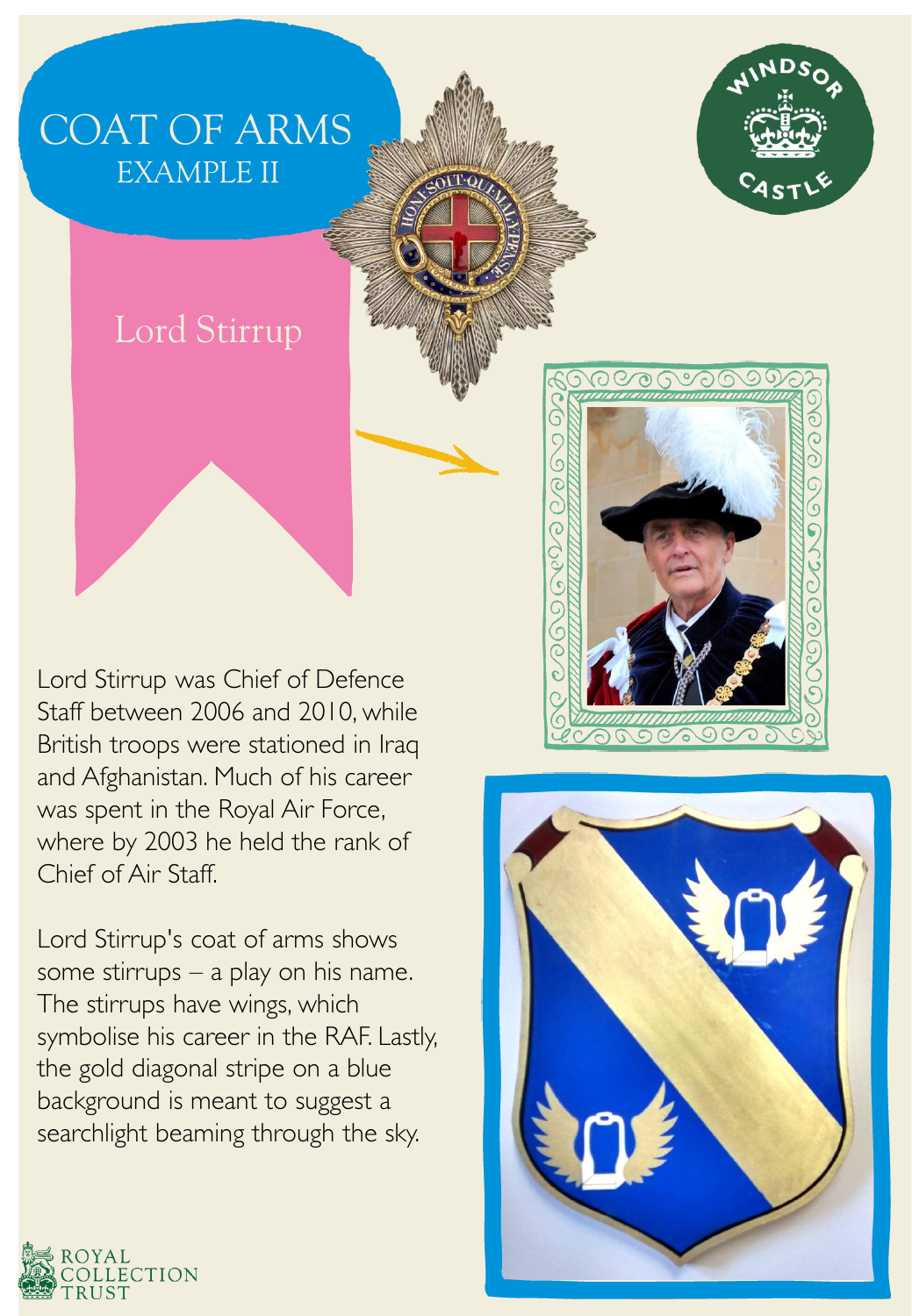# COAT OF ARMS
## EXAMPLE II

### Lord Stirrup

Lord Stirrup was Chief of Defence Staff between 2006 and 2010, while British troops were stationed in Iraq and Afghanistan. Much of his career was spent in the Royal Air Force, where by 2003 he held the rank of Chief of Air Staff.

Lord Stirrup's coat of arms shows some stirrups – a play on his name. The stirrups have wings, which symbolise his career in the RAF. Lastly, the gold diagonal stripe on a blue background is meant to suggest a searchlight beaming through the sky.